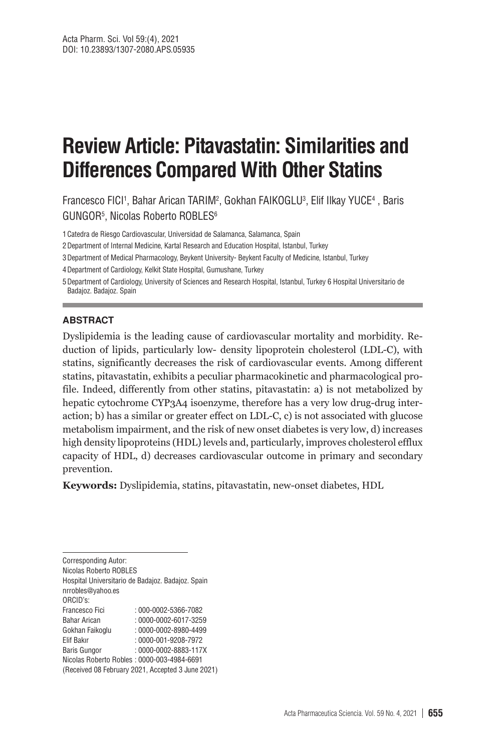# Review Article: Pitavastatin: Similarities and Differences Compared With Other Statins

Francesco FICI[1], Bahar Arican TARIM[2], Gokhan FAIKOGLU[3], Elif Ilkay YUCE[4] , Baris GUNGOR[5], Nicolas Roberto ROBLES[6]

1 Catedra de Riesgo Cardiovascular, Universidad de Salamanca, Salamanca, Spain

2 Department of Internal Medicine, Kartal Research and Education Hospital, Istanbul, Turkey

3 Department of Medical Pharmacology, Beykent University- Beykent Faculty of Medicine, Istanbul, Turkey

4 Department of Cardiology, Kelkit State Hospital, Gumushane, Turkey

5 Department of Cardiology, University of Sciences and Research Hospital, Istanbul, Turkey 6 Hospital Universitario de Badajoz. Badajoz. Spain

## ABSTRACT

Dyslipidemia is the leading cause of cardiovascular mortality and morbidity. Reduction of lipids, particularly low- density lipoprotein cholesterol (LDL-C), with statins, significantly decreases the risk of cardiovascular events. Among different statins, pitavastatin, exhibits a peculiar pharmacokinetic and pharmacological profile. Indeed, differently from other statins, pitavastatin: a) is not metabolized by hepatic cytochrome CYP3A4 isoenzyme, therefore has a very low drug-drug interaction; b) has a similar or greater effect on LDL-C, c) is not associated with glucose metabolism impairment, and the risk of new onset diabetes is very low, d) increases high density lipoproteins (HDL) levels and, particularly, improves cholesterol efflux capacity of HDL, d) decreases cardiovascular outcome in primary and secondary prevention.

**Keywords:** Dyslipidemia, statins, pitavastatin, new-onset diabetes, HDL

---

Corresponding Autor:
Nicolas Roberto ROBLES
Hospital Universitario de Badajoz. Badajoz. Spain
nrrobles@yahoo.es
ORCID's:
Francesco Fici : 000-0002-5366-7082
Bahar Arican : 0000-0002-6017-3259
Gokhan Faikoglu : 0000-0002-8980-4499
Elif Bakır : 0000-001-9208-7972
Baris Gungor : 0000-0002-8883-117X
Nicolas Roberto Robles : 0000-003-4984-6691
(Received 08 February 2021, Accepted 3 June 2021)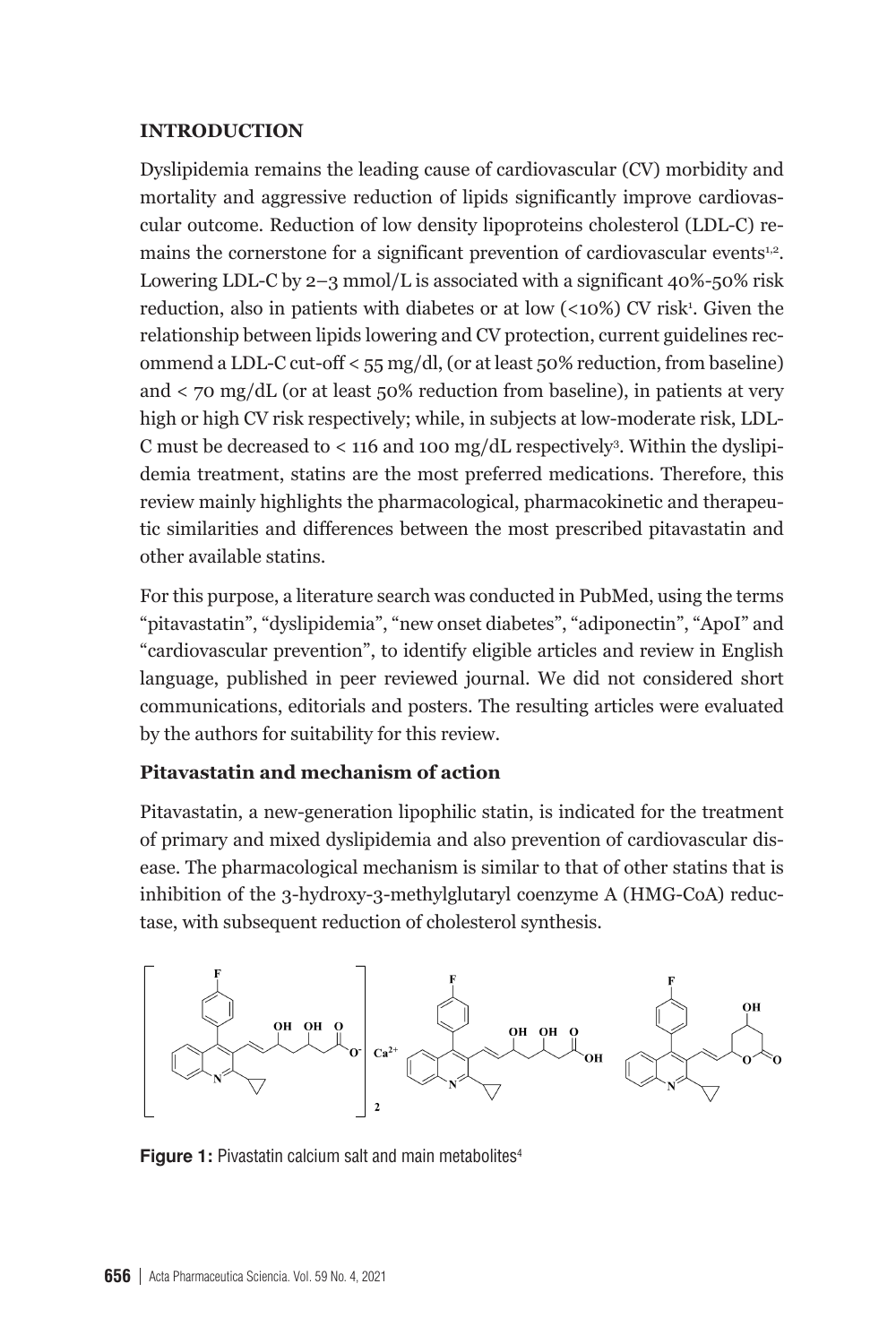## INTRODUCTION

Dyslipidemia remains the leading cause of cardiovascular (CV) morbidity and mortality and aggressive reduction of lipids significantly improve cardiovascular outcome. Reduction of low density lipoproteins cholesterol (LDL-C) remains the cornerstone for a significant prevention of cardiovascular events[1,2]. Lowering LDL-C by 2–3 mmol/L is associated with a significant 40%-50% risk reduction, also in patients with diabetes or at low (<10%) CV risk[1]. Given the relationship between lipids lowering and CV protection, current guidelines recommend a LDL-C cut-off < 55 mg/dl, (or at least 50% reduction, from baseline) and < 70 mg/dL (or at least 50% reduction from baseline), in patients at very high or high CV risk respectively; while, in subjects at low-moderate risk, LDL-C must be decreased to < 116 and 100 mg/dL respectively[3]. Within the dyslipidemia treatment, statins are the most preferred medications. Therefore, this review mainly highlights the pharmacological, pharmacokinetic and therapeutic similarities and differences between the most prescribed pitavastatin and other available statins.

For this purpose, a literature search was conducted in PubMed, using the terms "pitavastatin", "dyslipidemia", "new onset diabetes", "adiponectin", "ApoI" and "cardiovascular prevention", to identify eligible articles and review in English language, published in peer reviewed journal. We did not considered short communications, editorials and posters. The resulting articles were evaluated by the authors for suitability for this review.

### Pitavastatin and mechanism of action

Pitavastatin, a new-generation lipophilic statin, is indicated for the treatment of primary and mixed dyslipidemia and also prevention of cardiovascular disease. The pharmacological mechanism is similar to that of other statins that is inhibition of the 3-hydroxy-3-methylglutaryl coenzyme A (HMG-CoA) reductase, with subsequent reduction of cholesterol synthesis.

**Figure 1:** Pivastatin calcium salt and main metabolites[4]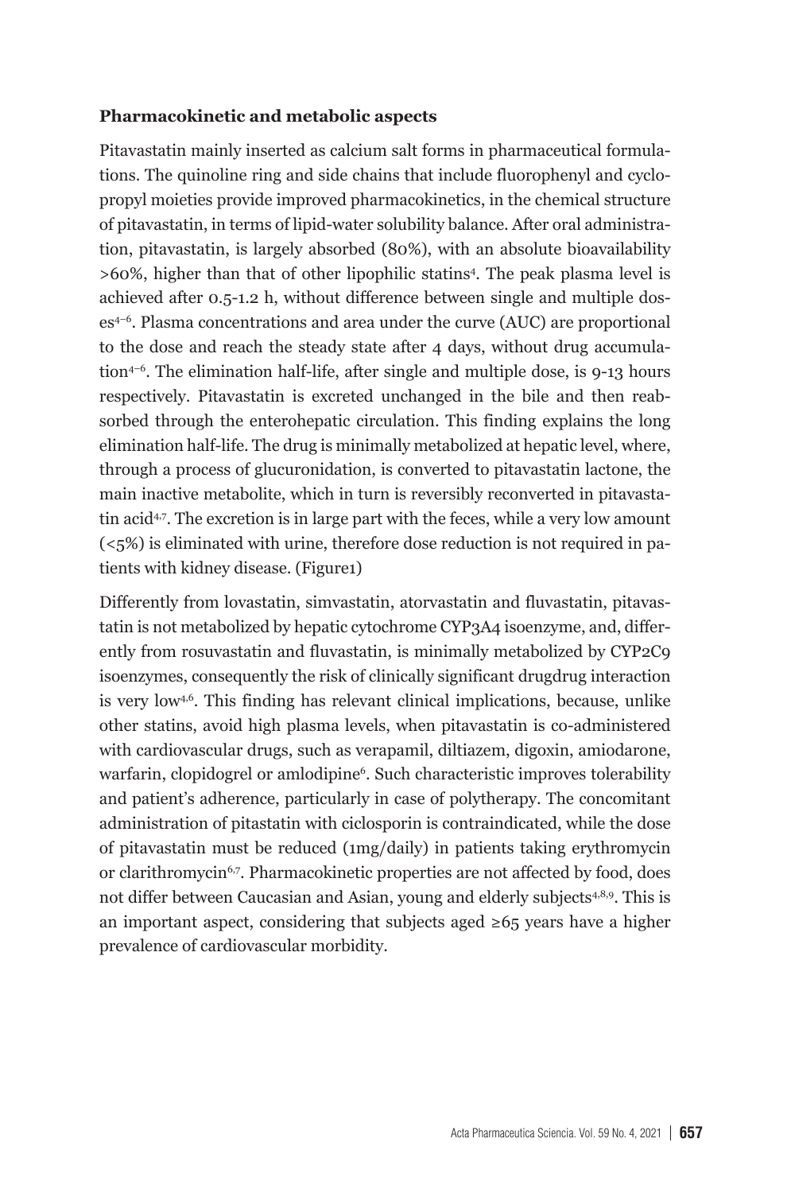**Pharmacokinetic and metabolic aspects**

Pitavastatin mainly inserted as calcium salt forms in pharmaceutical formulations. The quinoline ring and side chains that include fluorophenyl and cyclopropyl moieties provide improved pharmacokinetics, in the chemical structure of pitavastatin, in terms of lipid-water solubility balance. After oral administration, pitavastatin, is largely absorbed (80%), with an absolute bioavailability >60%, higher than that of other lipophilic statins[4]. The peak plasma level is achieved after 0.5-1.2 h, without difference between single and multiple doses[4–6]. Plasma concentrations and area under the curve (AUC) are proportional to the dose and reach the steady state after 4 days, without drug accumulation[4–6]. The elimination half-life, after single and multiple dose, is 9-13 hours respectively. Pitavastatin is excreted unchanged in the bile and then reabsorbed through the enterohepatic circulation. This finding explains the long elimination half-life. The drug is minimally metabolized at hepatic level, where, through a process of glucuronidation, is converted to pitavastatin lactone, the main inactive metabolite, which in turn is reversibly reconverted in pitavastatin acid[4,7]. The excretion is in large part with the feces, while a very low amount (<5%) is eliminated with urine, therefore dose reduction is not required in patients with kidney disease. (Figure1)

Differently from lovastatin, simvastatin, atorvastatin and fluvastatin, pitavastatin is not metabolized by hepatic cytochrome CYP3A4 isoenzyme, and, differently from rosuvastatin and fluvastatin, is minimally metabolized by CYP2C9 isoenzymes, consequently the risk of clinically significant drugdrug interaction is very low[4,6]. This finding has relevant clinical implications, because, unlike other statins, avoid high plasma levels, when pitavastatin is co-administered with cardiovascular drugs, such as verapamil, diltiazem, digoxin, amiodarone, warfarin, clopidogrel or amlodipine[6]. Such characteristic improves tolerability and patient's adherence, particularly in case of polytherapy. The concomitant administration of pitastatin with ciclosporin is contraindicated, while the dose of pitavastatin must be reduced (1mg/daily) in patients taking erythromycin or clarithromycin[6,7]. Pharmacokinetic properties are not affected by food, does not differ between Caucasian and Asian, young and elderly subjects[4,8,9]. This is an important aspect, considering that subjects aged ≥65 years have a higher prevalence of cardiovascular morbidity.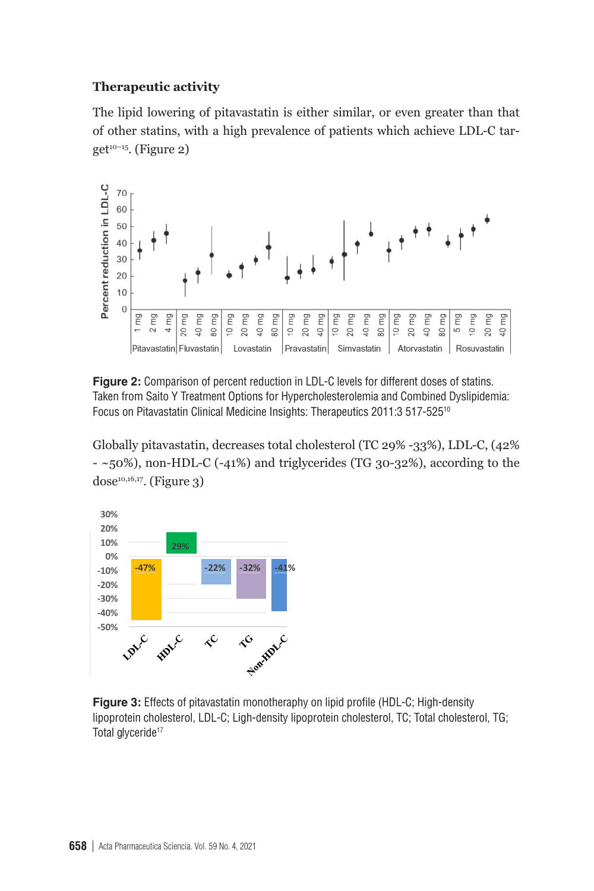### Therapeutic activity

The lipid lowering of pitavastatin is either similar, or even greater than that of other statins, with a high prevalence of patients which achieve LDL-C target[10–15]. (Figure 2)

**Figure 2:** Comparison of percent reduction in LDL-C levels for different doses of statins. Taken from Saito Y Treatment Options for Hypercholesterolemia and Combined Dyslipidemia: Focus on Pitavastatin Clinical Medicine Insights: Therapeutics 2011:3 517-525[10]

Globally pitavastatin, decreases total cholesterol (TC 29% -33%), LDL-C, (42% - ~50%), non-HDL-C (-41%) and triglycerides (TG 30-32%), according to the dose[10,16,17]. (Figure 3)

**Figure 3:** Effects of pitavastatin monotheraphy on lipid profile (HDL-C; High-density lipoprotein cholesterol, LDL-C; Ligh-density lipoprotein cholesterol, TC; Total cholesterol, TG; Total glyceride[17]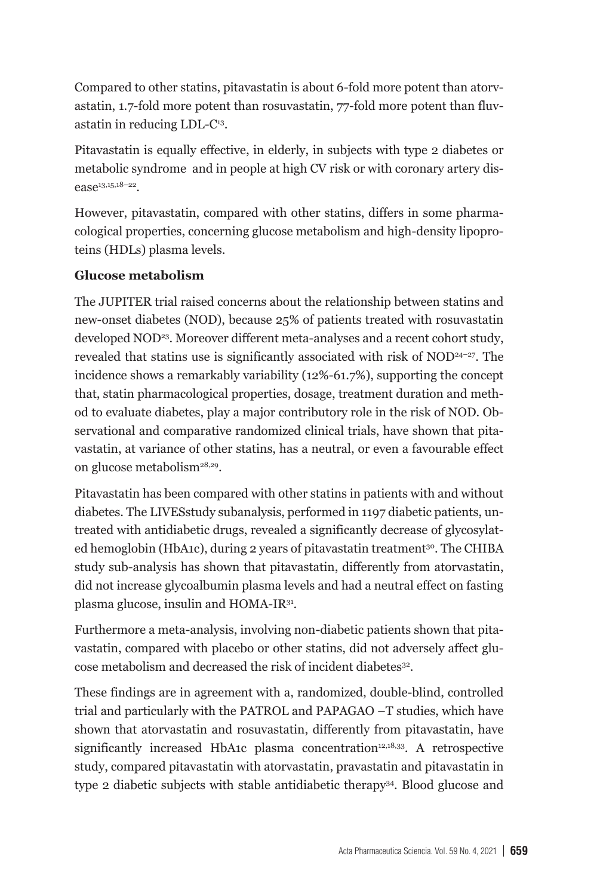Compared to other statins, pitavastatin is about 6-fold more potent than atorvastatin, 1.7-fold more potent than rosuvastatin, 77-fold more potent than fluvastatin in reducing LDL-C[13].

Pitavastatin is equally effective, in elderly, in subjects with type 2 diabetes or metabolic syndrome and in people at high CV risk or with coronary artery disease[13,15,18–22].

However, pitavastatin, compared with other statins, differs in some pharmacological properties, concerning glucose metabolism and high-density lipoproteins (HDLs) plasma levels.

**Glucose metabolism**

The JUPITER trial raised concerns about the relationship between statins and new-onset diabetes (NOD), because 25% of patients treated with rosuvastatin developed NOD[23]. Moreover different meta-analyses and a recent cohort study, revealed that statins use is significantly associated with risk of NOD[24–27]. The incidence shows a remarkably variability (12%-61.7%), supporting the concept that, statin pharmacological properties, dosage, treatment duration and method to evaluate diabetes, play a major contributory role in the risk of NOD. Observational and comparative randomized clinical trials, have shown that pitavastatin, at variance of other statins, has a neutral, or even a favourable effect on glucose metabolism[28,29].

Pitavastatin has been compared with other statins in patients with and without diabetes. The LIVESstudy subanalysis, performed in 1197 diabetic patients, untreated with antidiabetic drugs, revealed a significantly decrease of glycosylated hemoglobin (HbA1c), during 2 years of pitavastatin treatment[30]. The CHIBA study sub-analysis has shown that pitavastatin, differently from atorvastatin, did not increase glycoalbumin plasma levels and had a neutral effect on fasting plasma glucose, insulin and HOMA-IR[31].

Furthermore a meta-analysis, involving non-diabetic patients shown that pitavastatin, compared with placebo or other statins, did not adversely affect glucose metabolism and decreased the risk of incident diabetes[32].

These findings are in agreement with a, randomized, double-blind, controlled trial and particularly with the PATROL and PAPAGAO –T studies, which have shown that atorvastatin and rosuvastatin, differently from pitavastatin, have significantly increased HbA1c plasma concentration[12,18,33]. A retrospective study, compared pitavastatin with atorvastatin, pravastatin and pitavastatin in type 2 diabetic subjects with stable antidiabetic therapy[34]. Blood glucose and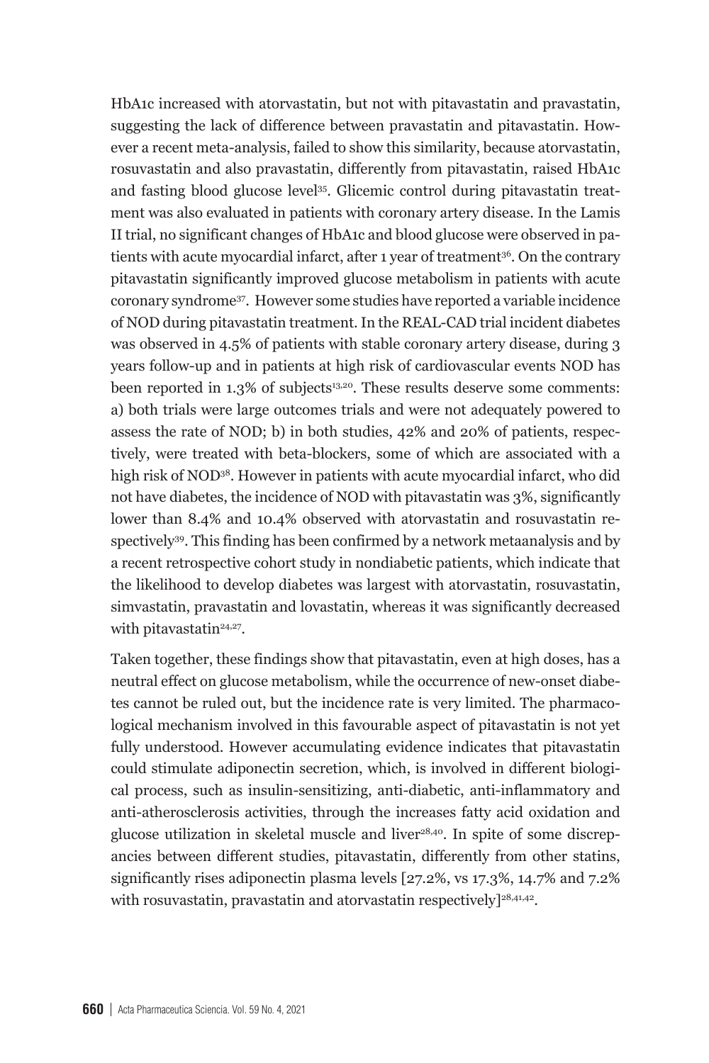HbA1c increased with atorvastatin, but not with pitavastatin and pravastatin, suggesting the lack of difference between pravastatin and pitavastatin. However a recent meta-analysis, failed to show this similarity, because atorvastatin, rosuvastatin and also pravastatin, differently from pitavastatin, raised HbA1c and fasting blood glucose level[35]. Glicemic control during pitavastatin treatment was also evaluated in patients with coronary artery disease. In the Lamis II trial, no significant changes of HbA1c and blood glucose were observed in patients with acute myocardial infarct, after 1 year of treatment[36]. On the contrary pitavastatin significantly improved glucose metabolism in patients with acute coronary syndrome[37]. However some studies have reported a variable incidence of NOD during pitavastatin treatment. In the REAL-CAD trial incident diabetes was observed in 4.5% of patients with stable coronary artery disease, during 3 years follow-up and in patients at high risk of cardiovascular events NOD has been reported in 1.3% of subjects[13,20]. These results deserve some comments: a) both trials were large outcomes trials and were not adequately powered to assess the rate of NOD; b) in both studies, 42% and 20% of patients, respectively, were treated with beta-blockers, some of which are associated with a high risk of NOD[38]. However in patients with acute myocardial infarct, who did not have diabetes, the incidence of NOD with pitavastatin was 3%, significantly lower than 8.4% and 10.4% observed with atorvastatin and rosuvastatin respectively[39]. This finding has been confirmed by a network metaanalysis and by a recent retrospective cohort study in nondiabetic patients, which indicate that the likelihood to develop diabetes was largest with atorvastatin, rosuvastatin, simvastatin, pravastatin and lovastatin, whereas it was significantly decreased with pitavastatin[24,27].

Taken together, these findings show that pitavastatin, even at high doses, has a neutral effect on glucose metabolism, while the occurrence of new-onset diabetes cannot be ruled out, but the incidence rate is very limited. The pharmacological mechanism involved in this favourable aspect of pitavastatin is not yet fully understood. However accumulating evidence indicates that pitavastatin could stimulate adiponectin secretion, which, is involved in different biological process, such as insulin-sensitizing, anti-diabetic, anti-inflammatory and anti-atherosclerosis activities, through the increases fatty acid oxidation and glucose utilization in skeletal muscle and liver[28,40]. In spite of some discrepancies between different studies, pitavastatin, differently from other statins, significantly rises adiponectin plasma levels [27.2%, vs 17.3%, 14.7% and 7.2% with rosuvastatin, pravastatin and atorvastatin respectively][28,41,42].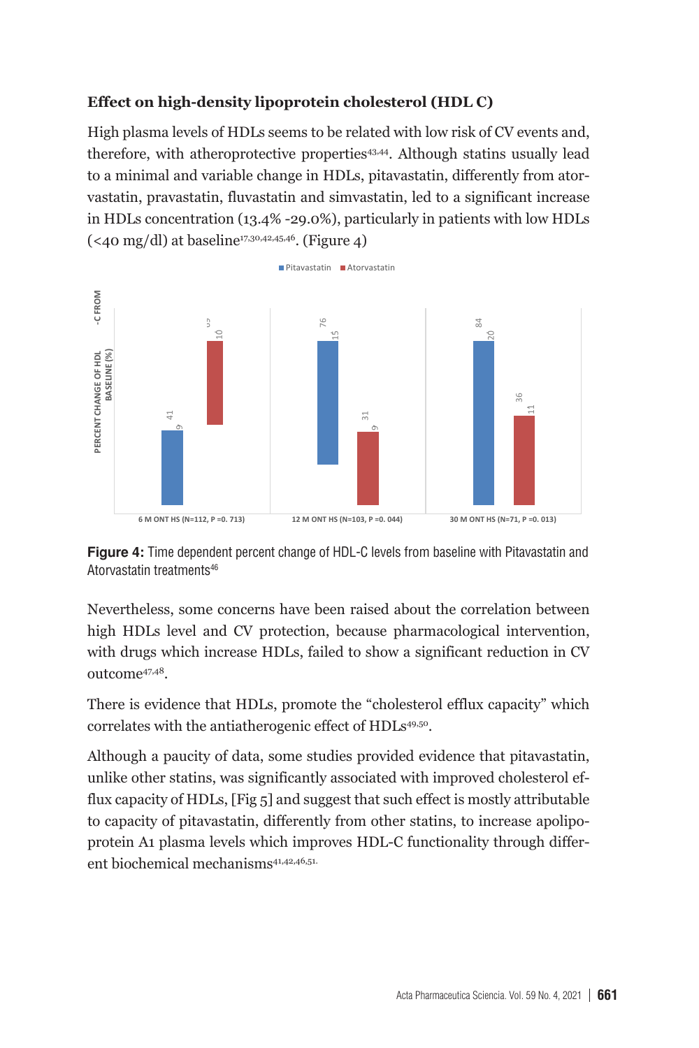### Effect on high-density lipoprotein cholesterol (HDL C)

High plasma levels of HDLs seems to be related with low risk of CV events and, therefore, with atheroprotective properties[43,44]. Although statins usually lead to a minimal and variable change in HDLs, pitavastatin, differently from atorvastatin, pravastatin, fluvastatin and simvastatin, led to a significant increase in HDLs concentration (13.4% -29.0%), particularly in patients with low HDLs (<40 mg/dl) at baseline[17,30,42,45,46]. (Figure 4)

**Figure 4:** Time dependent percent change of HDL-C levels from baseline with Pitavastatin and Atorvastatin treatments[46]

Nevertheless, some concerns have been raised about the correlation between high HDLs level and CV protection, because pharmacological intervention, with drugs which increase HDLs, failed to show a significant reduction in CV outcome[47,48].

There is evidence that HDLs, promote the "cholesterol efflux capacity" which correlates with the antiatherogenic effect of HDLs[49,50].

Although a paucity of data, some studies provided evidence that pitavastatin, unlike other statins, was significantly associated with improved cholesterol efflux capacity of HDLs, [Fig 5] and suggest that such effect is mostly attributable to capacity of pitavastatin, differently from other statins, to increase apolipoprotein A1 plasma levels which improves HDL-C functionality through different biochemical mechanisms[41,42,46,51].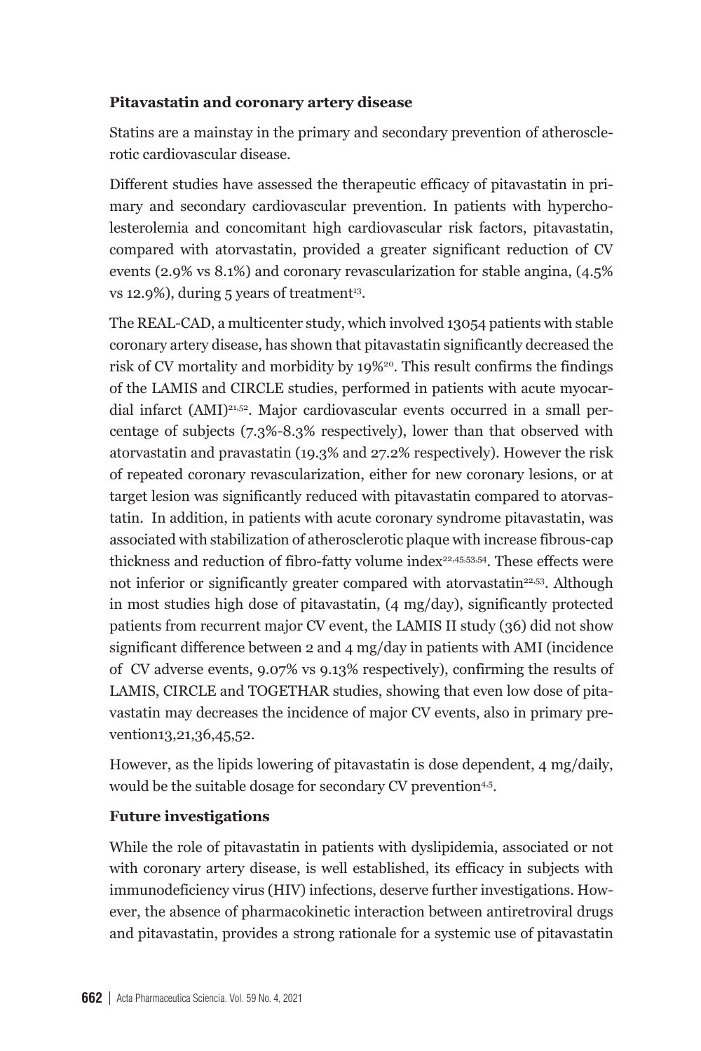**Pitavastatin and coronary artery disease**

Statins are a mainstay in the primary and secondary prevention of atherosclerotic cardiovascular disease.

Different studies have assessed the therapeutic efficacy of pitavastatin in primary and secondary cardiovascular prevention. In patients with hypercholesterolemia and concomitant high cardiovascular risk factors, pitavastatin, compared with atorvastatin, provided a greater significant reduction of CV events (2.9% vs 8.1%) and coronary revascularization for stable angina, (4.5% vs 12.9%), during 5 years of treatment[13].

The REAL-CAD, a multicenter study, which involved 13054 patients with stable coronary artery disease, has shown that pitavastatin significantly decreased the risk of CV mortality and morbidity by 19%[20]. This result confirms the findings of the LAMIS and CIRCLE studies, performed in patients with acute myocardial infarct (AMI)[21,52]. Major cardiovascular events occurred in a small percentage of subjects (7.3%-8.3% respectively), lower than that observed with atorvastatin and pravastatin (19.3% and 27.2% respectively). However the risk of repeated coronary revascularization, either for new coronary lesions, or at target lesion was significantly reduced with pitavastatin compared to atorvastatin. In addition, in patients with acute coronary syndrome pitavastatin, was associated with stabilization of atherosclerotic plaque with increase fibrous-cap thickness and reduction of fibro-fatty volume index[22,45,53,54]. These effects were not inferior or significantly greater compared with atorvastatin[22,53]. Although in most studies high dose of pitavastatin, (4 mg/day), significantly protected patients from recurrent major CV event, the LAMIS II study (36) did not show significant difference between 2 and 4 mg/day in patients with AMI (incidence of CV adverse events, 9.07% vs 9.13% respectively), confirming the results of LAMIS, CIRCLE and TOGETHAR studies, showing that even low dose of pitavastatin may decreases the incidence of major CV events, also in primary prevention13,21,36,45,52.

However, as the lipids lowering of pitavastatin is dose dependent, 4 mg/daily, would be the suitable dosage for secondary CV prevention[4,5].

**Future investigations**

While the role of pitavastatin in patients with dyslipidemia, associated or not with coronary artery disease, is well established, its efficacy in subjects with immunodeficiency virus (HIV) infections, deserve further investigations. However, the absence of pharmacokinetic interaction between antiretroviral drugs and pitavastatin, provides a strong rationale for a systemic use of pitavastatin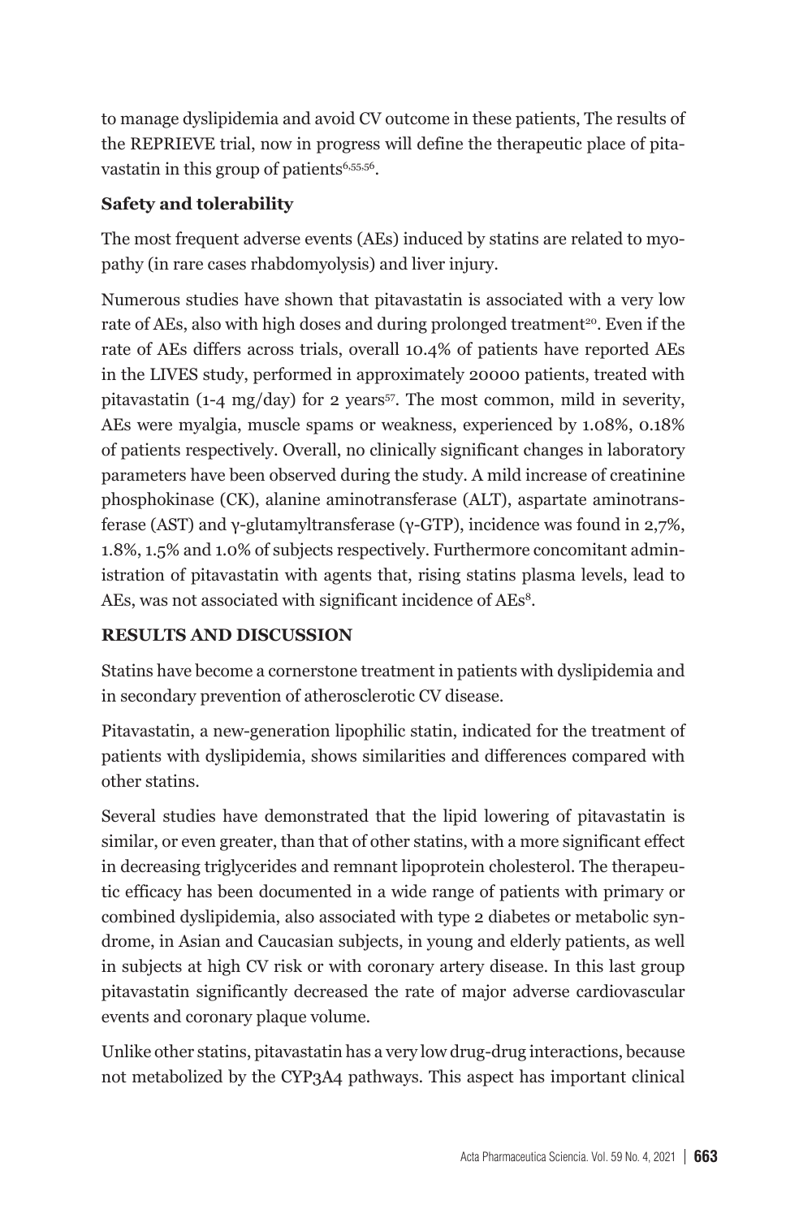to manage dyslipidemia and avoid CV outcome in these patients, The results of the REPRIEVE trial, now in progress will define the therapeutic place of pitavastatin in this group of patients[6,55,56].

**Safety and tolerability**

The most frequent adverse events (AEs) induced by statins are related to myopathy (in rare cases rhabdomyolysis) and liver injury.

Numerous studies have shown that pitavastatin is associated with a very low rate of AEs, also with high doses and during prolonged treatment[20]. Even if the rate of AEs differs across trials, overall 10.4% of patients have reported AEs in the LIVES study, performed in approximately 20000 patients, treated with pitavastatin (1-4 mg/day) for 2 years[57]. The most common, mild in severity, AEs were myalgia, muscle spams or weakness, experienced by 1.08%, 0.18% of patients respectively. Overall, no clinically significant changes in laboratory parameters have been observed during the study. A mild increase of creatinine phosphokinase (CK), alanine aminotransferase (ALT), aspartate aminotransferase (AST) and γ-glutamyltransferase (γ-GTP), incidence was found in 2,7%, 1.8%, 1.5% and 1.0% of subjects respectively. Furthermore concomitant administration of pitavastatin with agents that, rising statins plasma levels, lead to AEs, was not associated with significant incidence of AEs[8].

**RESULTS AND DISCUSSION**

Statins have become a cornerstone treatment in patients with dyslipidemia and in secondary prevention of atherosclerotic CV disease.

Pitavastatin, a new-generation lipophilic statin, indicated for the treatment of patients with dyslipidemia, shows similarities and differences compared with other statins.

Several studies have demonstrated that the lipid lowering of pitavastatin is similar, or even greater, than that of other statins, with a more significant effect in decreasing triglycerides and remnant lipoprotein cholesterol. The therapeutic efficacy has been documented in a wide range of patients with primary or combined dyslipidemia, also associated with type 2 diabetes or metabolic syndrome, in Asian and Caucasian subjects, in young and elderly patients, as well in subjects at high CV risk or with coronary artery disease. In this last group pitavastatin significantly decreased the rate of major adverse cardiovascular events and coronary plaque volume.

Unlike other statins, pitavastatin has a very low drug-drug interactions, because not metabolized by the CYP3A4 pathways. This aspect has important clinical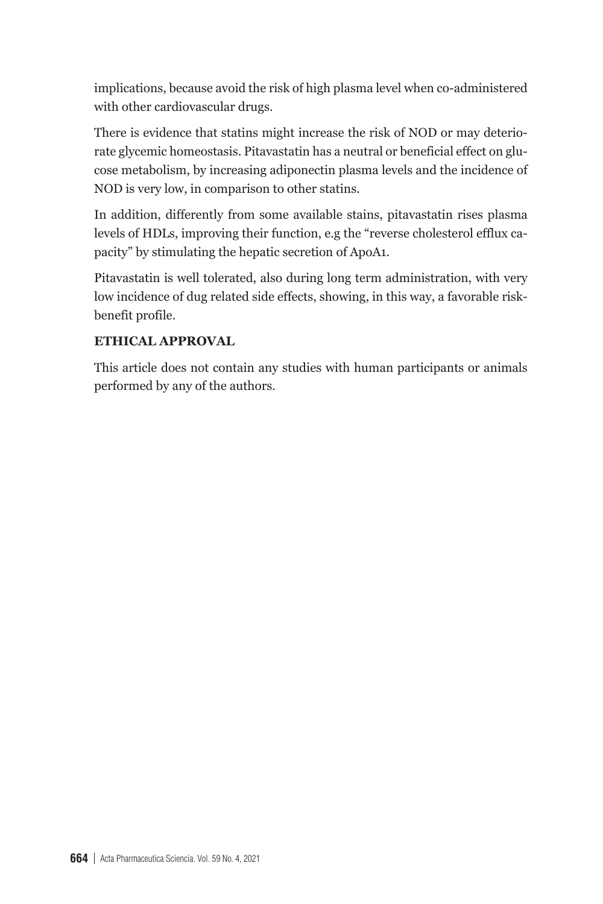implications, because avoid the risk of high plasma level when co-administered with other cardiovascular drugs.

There is evidence that statins might increase the risk of NOD or may deteriorate glycemic homeostasis. Pitavastatin has a neutral or beneficial effect on glucose metabolism, by increasing adiponectin plasma levels and the incidence of NOD is very low, in comparison to other statins.

In addition, differently from some available stains, pitavastatin rises plasma levels of HDLs, improving their function, e.g the "reverse cholesterol efflux capacity" by stimulating the hepatic secretion of ApoA1.

Pitavastatin is well tolerated, also during long term administration, with very low incidence of dug related side effects, showing, in this way, a favorable risk-benefit profile.

**ETHICAL APPROVAL**

This article does not contain any studies with human participants or animals performed by any of the authors.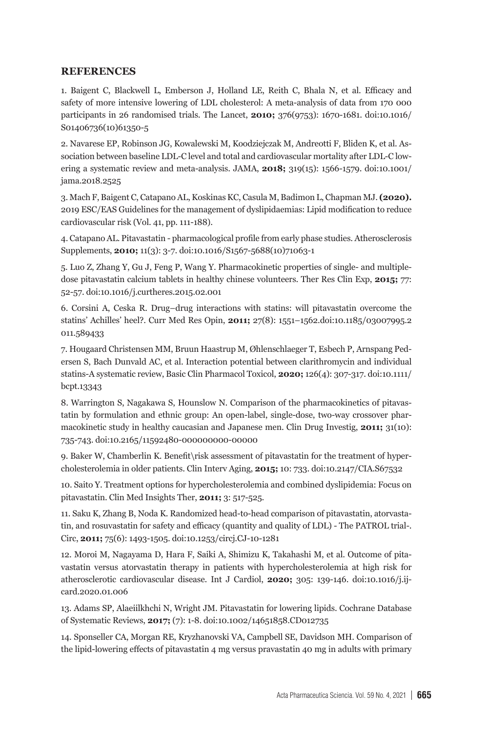## REFERENCES

1. Baigent C, Blackwell L, Emberson J, Holland LE, Reith C, Bhala N, et al. Efficacy and safety of more intensive lowering of LDL cholesterol: A meta-analysis of data from 170 000 participants in 26 randomised trials. The Lancet, **2010;** 376(9753): 1670-1681. doi:10.1016/S01406736(10)61350-5

2. Navarese EP, Robinson JG, Kowalewski M, Koodziejczak M, Andreotti F, Bliden K, et al. Association between baseline LDL-C level and total and cardiovascular mortality after LDL-C lowering a systematic review and meta-analysis. JAMA, **2018;** 319(15): 1566-1579. doi:10.1001/jama.2018.2525

3. Mach F, Baigent C, Catapano AL, Koskinas KC, Casula M, Badimon L, Chapman MJ. **(2020).** 2019 ESC/EAS Guidelines for the management of dyslipidaemias: Lipid modification to reduce cardiovascular risk (Vol. 41, pp. 111-188).

4. Catapano AL. Pitavastatin - pharmacological profile from early phase studies. Atherosclerosis Supplements, **2010;** 11(3): 3-7. doi:10.1016/S1567-5688(10)71063-1

5. Luo Z, Zhang Y, Gu J, Feng P, Wang Y. Pharmacokinetic properties of single- and multiple-dose pitavastatin calcium tablets in healthy chinese volunteers. Ther Res Clin Exp, **2015;** 77: 52-57. doi:10.1016/j.curtheres.2015.02.001

6. Corsini A, Ceska R. Drug–drug interactions with statins: will pitavastatin overcome the statins' Achilles' heel?. Curr Med Res Opin, **2011;** 27(8): 1551–1562.doi:10.1185/03007995.2011.589433

7. Hougaard Christensen MM, Bruun Haastrup M, Øhlenschlaeger T, Esbech P, Arnspang Pedersen S, Bach Dunvald AC, et al. Interaction potential between clarithromycin and individual statins-A systematic review, Basic Clin Pharmacol Toxicol, **2020;** 126(4): 307-317. doi:10.1111/bcpt.13343

8. Warrington S, Nagakawa S, Hounslow N. Comparison of the pharmacokinetics of pitavastatin by formulation and ethnic group: An open-label, single-dose, two-way crossover pharmacokinetic study in healthy caucasian and Japanese men. Clin Drug Investig, **2011;** 31(10): 735-743. doi:10.2165/11592480-000000000-00000

9. Baker W, Chamberlin K. Benefit\risk assessment of pitavastatin for the treatment of hypercholesterolemia in older patients. Clin Interv Aging, **2015;** 10: 733. doi:10.2147/CIA.S67532

10. Saito Y. Treatment options for hypercholesterolemia and combined dyslipidemia: Focus on pitavastatin. Clin Med Insights Ther, **2011;** 3: 517-525.

11. Saku K, Zhang B, Noda K. Randomized head-to-head comparison of pitavastatin, atorvastatin, and rosuvastatin for safety and efficacy (quantity and quality of LDL) - The PATROL trial-. Circ, **2011;** 75(6): 1493-1505. doi:10.1253/circj.CJ-10-1281

12. Moroi M, Nagayama D, Hara F, Saiki A, Shimizu K, Takahashi M, et al. Outcome of pitavastatin versus atorvastatin therapy in patients with hypercholesterolemia at high risk for atherosclerotic cardiovascular disease. Int J Cardiol, **2020;** 305: 139-146. doi:10.1016/j.ijcard.2020.01.006

13. Adams SP, Alaeiilkhchi N, Wright JM. Pitavastatin for lowering lipids. Cochrane Database of Systematic Reviews, **2017;** (7): 1-8. doi:10.1002/14651858.CD012735

14. Sponseller CA, Morgan RE, Kryzhanovski VA, Campbell SE, Davidson MH. Comparison of the lipid-lowering effects of pitavastatin 4 mg versus pravastatin 40 mg in adults with primary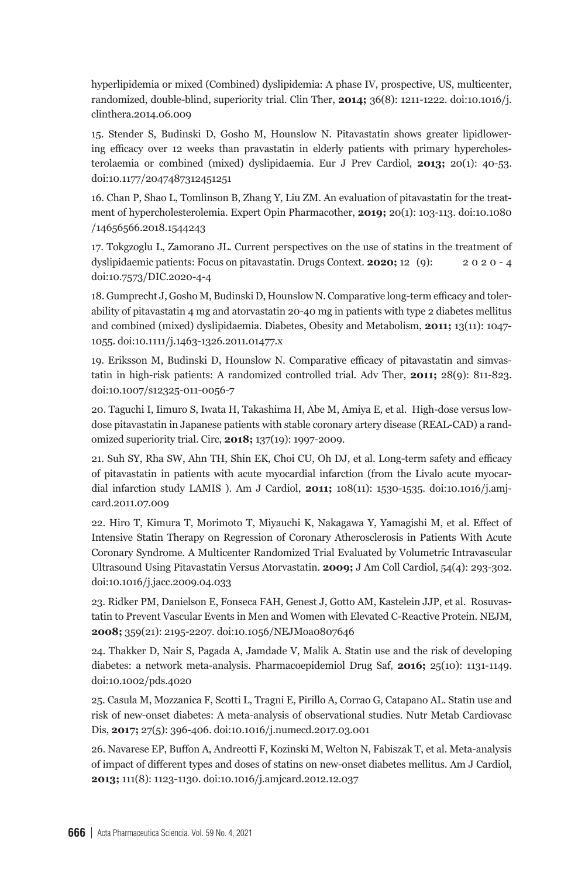hyperlipidemia or mixed (Combined) dyslipidemia: A phase IV, prospective, US, multicenter, randomized, double-blind, superiority trial. Clin Ther, **2014;** 36(8): 1211-1222. doi:10.1016/j.clinthera.2014.06.009

15. Stender S, Budinski D, Gosho M, Hounslow N. Pitavastatin shows greater lipidlowering efficacy over 12 weeks than pravastatin in elderly patients with primary hypercholesterolaemia or combined (mixed) dyslipidaemia. Eur J Prev Cardiol, **2013;** 20(1): 40-53. doi:10.1177/2047487312451251

16. Chan P, Shao L, Tomlinson B, Zhang Y, Liu ZM. An evaluation of pitavastatin for the treatment of hypercholesterolemia. Expert Opin Pharmacother, **2019;** 20(1): 103-113. doi:10.1080/14656566.2018.1544243

17. Tokgzoglu L, Zamorano JL. Current perspectives on the use of statins in the treatment of dyslipidaemic patients: Focus on pitavastatin. Drugs Context. **2020;** 12 (9): 2020-4 doi:10.7573/DIC.2020-4-4

18. Gumprecht J, Gosho M, Budinski D, Hounslow N. Comparative long-term efficacy and tolerability of pitavastatin 4 mg and atorvastatin 20-40 mg in patients with type 2 diabetes mellitus and combined (mixed) dyslipidaemia. Diabetes, Obesity and Metabolism, **2011;** 13(11): 1047-1055. doi:10.1111/j.1463-1326.2011.01477.x

19. Eriksson M, Budinski D, Hounslow N. Comparative efficacy of pitavastatin and simvastatin in high-risk patients: A randomized controlled trial. Adv Ther, **2011;** 28(9): 811-823. doi:10.1007/s12325-011-0056-7

20. Taguchi I, Iimuro S, Iwata H, Takashima H, Abe M, Amiya E, et al. High-dose versus low-dose pitavastatin in Japanese patients with stable coronary artery disease (REAL-CAD) a randomized superiority trial. Circ, **2018;** 137(19): 1997-2009.

21. Suh SY, Rha SW, Ahn TH, Shin EK, Choi CU, Oh DJ, et al. Long-term safety and efficacy of pitavastatin in patients with acute myocardial infarction (from the Livalo acute myocardial infarction study LAMIS ). Am J Cardiol, **2011;** 108(11): 1530-1535. doi:10.1016/j.amjcard.2011.07.009

22. Hiro T, Kimura T, Morimoto T, Miyauchi K, Nakagawa Y, Yamagishi M, et al. Effect of Intensive Statin Therapy on Regression of Coronary Atherosclerosis in Patients With Acute Coronary Syndrome. A Multicenter Randomized Trial Evaluated by Volumetric Intravascular Ultrasound Using Pitavastatin Versus Atorvastatin. **2009;** J Am Coll Cardiol, 54(4): 293-302. doi:10.1016/j.jacc.2009.04.033

23. Ridker PM, Danielson E, Fonseca FAH, Genest J, Gotto AM, Kastelein JJP, et al. Rosuvastatin to Prevent Vascular Events in Men and Women with Elevated C-Reactive Protein. NEJM, **2008;** 359(21): 2195-2207. doi:10.1056/NEJMoa0807646

24. Thakker D, Nair S, Pagada A, Jamdade V, Malik A. Statin use and the risk of developing diabetes: a network meta-analysis. Pharmacoepidemiol Drug Saf, **2016;** 25(10): 1131-1149. doi:10.1002/pds.4020

25. Casula M, Mozzanica F, Scotti L, Tragni E, Pirillo A, Corrao G, Catapano AL. Statin use and risk of new-onset diabetes: A meta-analysis of observational studies. Nutr Metab Cardiovasc Dis, **2017;** 27(5): 396-406. doi:10.1016/j.numecd.2017.03.001

26. Navarese EP, Buffon A, Andreotti F, Kozinski M, Welton N, Fabiszak T, et al. Meta-analysis of impact of different types and doses of statins on new-onset diabetes mellitus. Am J Cardiol, **2013;** 111(8): 1123-1130. doi:10.1016/j.amjcard.2012.12.037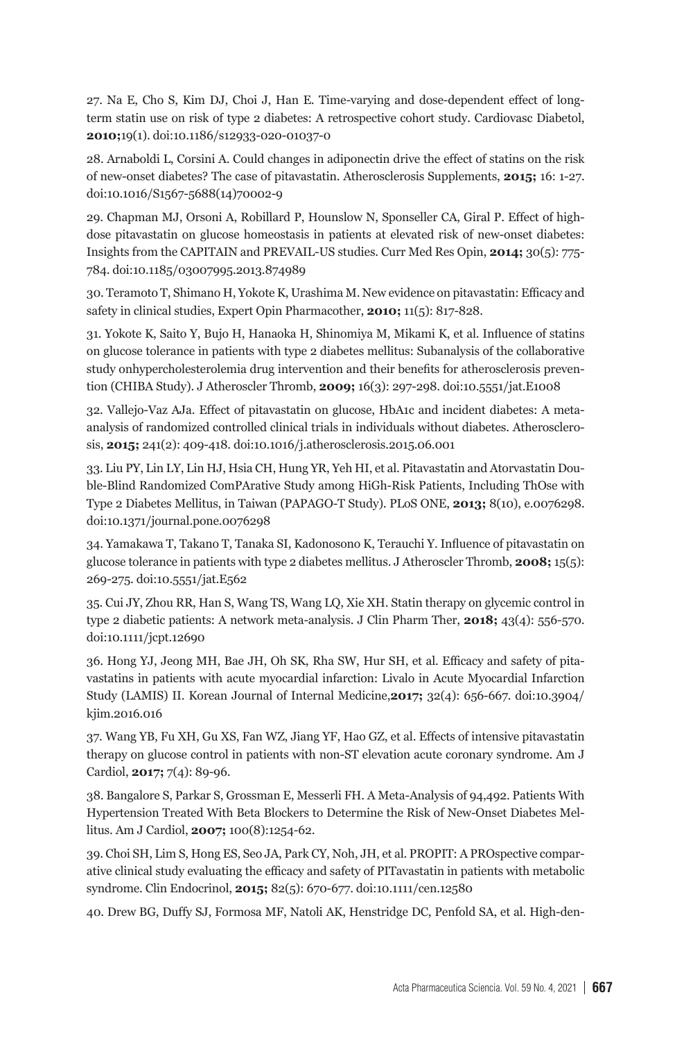27. Na E, Cho S, Kim DJ, Choi J, Han E. Time-varying and dose-dependent effect of long-term statin use on risk of type 2 diabetes: A retrospective cohort study. Cardiovasc Diabetol, **2010;**19(1). doi:10.1186/s12933-020-01037-0

28. Arnaboldi L, Corsini A. Could changes in adiponectin drive the effect of statins on the risk of new-onset diabetes? The case of pitavastatin. Atherosclerosis Supplements, **2015;** 16: 1-27. doi:10.1016/S1567-5688(14)70002-9

29. Chapman MJ, Orsoni A, Robillard P, Hounslow N, Sponseller CA, Giral P. Effect of high-dose pitavastatin on glucose homeostasis in patients at elevated risk of new-onset diabetes: Insights from the CAPITAIN and PREVAIL-US studies. Curr Med Res Opin, **2014;** 30(5): 775-784. doi:10.1185/03007995.2013.874989

30. Teramoto T, Shimano H, Yokote K, Urashima M. New evidence on pitavastatin: Efficacy and safety in clinical studies, Expert Opin Pharmacother, **2010;** 11(5): 817-828.

31. Yokote K, Saito Y, Bujo H, Hanaoka H, Shinomiya M, Mikami K, et al. Influence of statins on glucose tolerance in patients with type 2 diabetes mellitus: Subanalysis of the collaborative study onhypercholesterolemia drug intervention and their benefits for atherosclerosis prevention (CHIBA Study). J Atheroscler Thromb, **2009;** 16(3): 297-298. doi:10.5551/jat.E1008

32. Vallejo-Vaz AJa. Effect of pitavastatin on glucose, HbA1c and incident diabetes: A meta-analysis of randomized controlled clinical trials in individuals without diabetes. Atherosclerosis, **2015;** 241(2): 409-418. doi:10.1016/j.atherosclerosis.2015.06.001

33. Liu PY, Lin LY, Lin HJ, Hsia CH, Hung YR, Yeh HI, et al. Pitavastatin and Atorvastatin Double-Blind Randomized ComPArative Study among HiGh-Risk Patients, Including ThOse with Type 2 Diabetes Mellitus, in Taiwan (PAPAGO-T Study). PLoS ONE, **2013;** 8(10), e.0076298. doi:10.1371/journal.pone.0076298

34. Yamakawa T, Takano T, Tanaka SI, Kadonosono K, Terauchi Y. Influence of pitavastatin on glucose tolerance in patients with type 2 diabetes mellitus. J Atheroscler Thromb, **2008;** 15(5): 269-275. doi:10.5551/jat.E562

35. Cui JY, Zhou RR, Han S, Wang TS, Wang LQ, Xie XH. Statin therapy on glycemic control in type 2 diabetic patients: A network meta-analysis. J Clin Pharm Ther, **2018;** 43(4): 556-570. doi:10.1111/jcpt.12690

36. Hong YJ, Jeong MH, Bae JH, Oh SK, Rha SW, Hur SH, et al. Efficacy and safety of pitavastatins in patients with acute myocardial infarction: Livalo in Acute Myocardial Infarction Study (LAMIS) II. Korean Journal of Internal Medicine,**2017;** 32(4): 656-667. doi:10.3904/kjim.2016.016

37. Wang YB, Fu XH, Gu XS, Fan WZ, Jiang YF, Hao GZ, et al. Effects of intensive pitavastatin therapy on glucose control in patients with non-ST elevation acute coronary syndrome. Am J Cardiol, **2017;** 7(4): 89-96.

38. Bangalore S, Parkar S, Grossman E, Messerli FH. A Meta-Analysis of 94,492. Patients With Hypertension Treated With Beta Blockers to Determine the Risk of New-Onset Diabetes Mellitus. Am J Cardiol, **2007;** 100(8):1254-62.

39. Choi SH, Lim S, Hong ES, Seo JA, Park CY, Noh, JH, et al. PROPIT: A PROspective comparative clinical study evaluating the efficacy and safety of PITavastatin in patients with metabolic syndrome. Clin Endocrinol, **2015;** 82(5): 670-677. doi:10.1111/cen.12580

40. Drew BG, Duffy SJ, Formosa MF, Natoli AK, Henstridge DC, Penfold SA, et al. High-den-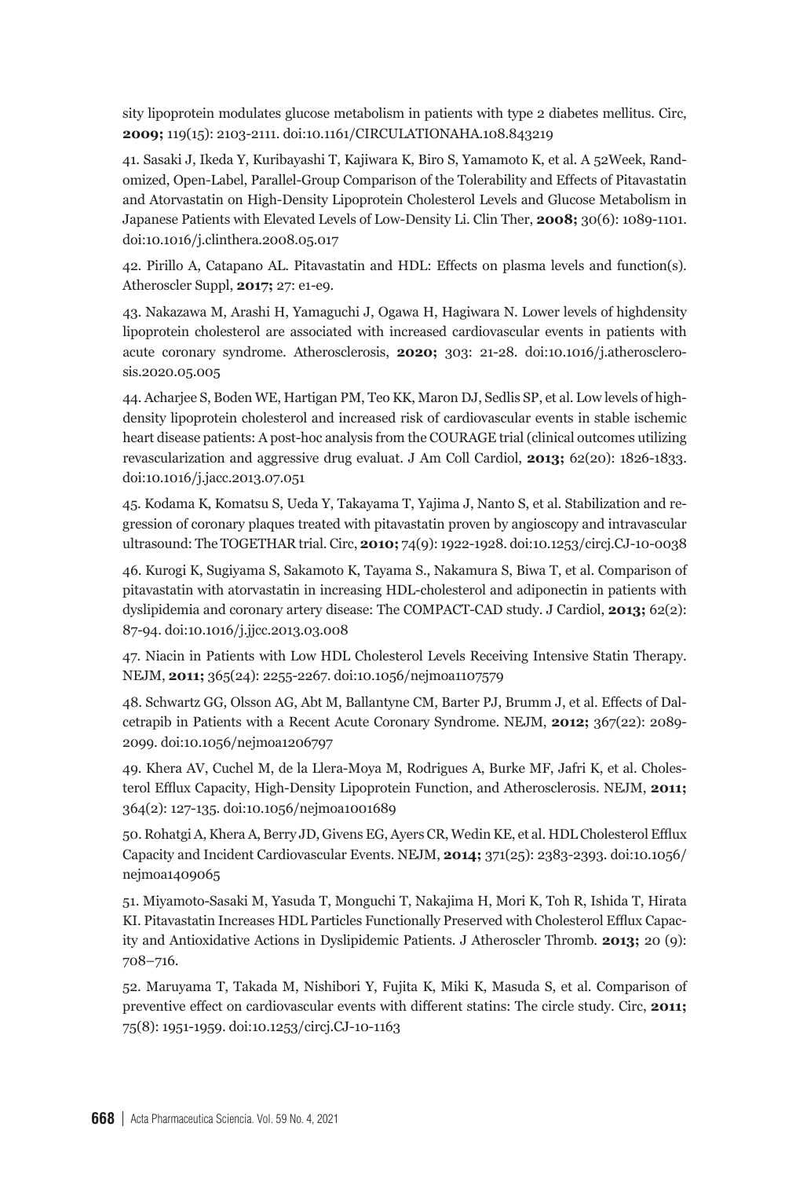sity lipoprotein modulates glucose metabolism in patients with type 2 diabetes mellitus. Circ, **2009;** 119(15): 2103-2111. doi:10.1161/CIRCULATIONAHA.108.843219

41. Sasaki J, Ikeda Y, Kuribayashi T, Kajiwara K, Biro S, Yamamoto K, et al. A 52Week, Randomized, Open-Label, Parallel-Group Comparison of the Tolerability and Effects of Pitavastatin and Atorvastatin on High-Density Lipoprotein Cholesterol Levels and Glucose Metabolism in Japanese Patients with Elevated Levels of Low-Density Li. Clin Ther, **2008;** 30(6): 1089-1101. doi:10.1016/j.clinthera.2008.05.017

42. Pirillo A, Catapano AL. Pitavastatin and HDL: Effects on plasma levels and function(s). Atheroscler Suppl, **2017;** 27: e1-e9.

43. Nakazawa M, Arashi H, Yamaguchi J, Ogawa H, Hagiwara N. Lower levels of highdensity lipoprotein cholesterol are associated with increased cardiovascular events in patients with acute coronary syndrome. Atherosclerosis, **2020;** 303: 21-28. doi:10.1016/j.atherosclerosis.2020.05.005

44. Acharjee S, Boden WE, Hartigan PM, Teo KK, Maron DJ, Sedlis SP, et al. Low levels of high-density lipoprotein cholesterol and increased risk of cardiovascular events in stable ischemic heart disease patients: A post-hoc analysis from the COURAGE trial (clinical outcomes utilizing revascularization and aggressive drug evaluat. J Am Coll Cardiol, **2013;** 62(20): 1826-1833. doi:10.1016/j.jacc.2013.07.051

45. Kodama K, Komatsu S, Ueda Y, Takayama T, Yajima J, Nanto S, et al. Stabilization and regression of coronary plaques treated with pitavastatin proven by angioscopy and intravascular ultrasound: The TOGETHAR trial. Circ, **2010;** 74(9): 1922-1928. doi:10.1253/circj.CJ-10-0038

46. Kurogi K, Sugiyama S, Sakamoto K, Tayama S., Nakamura S, Biwa T, et al. Comparison of pitavastatin with atorvastatin in increasing HDL-cholesterol and adiponectin in patients with dyslipidemia and coronary artery disease: The COMPACT-CAD study. J Cardiol, **2013;** 62(2): 87-94. doi:10.1016/j.jjcc.2013.03.008

47. Niacin in Patients with Low HDL Cholesterol Levels Receiving Intensive Statin Therapy. NEJM, **2011;** 365(24): 2255-2267. doi:10.1056/nejmoa1107579

48. Schwartz GG, Olsson AG, Abt M, Ballantyne CM, Barter PJ, Brumm J, et al. Effects of Dalcetrapib in Patients with a Recent Acute Coronary Syndrome. NEJM, **2012;** 367(22): 2089-2099. doi:10.1056/nejmoa1206797

49. Khera AV, Cuchel M, de la Llera-Moya M, Rodrigues A, Burke MF, Jafri K, et al. Cholesterol Efflux Capacity, High-Density Lipoprotein Function, and Atherosclerosis. NEJM, **2011;** 364(2): 127-135. doi:10.1056/nejmoa1001689

50. Rohatgi A, Khera A, Berry JD, Givens EG, Ayers CR, Wedin KE, et al. HDL Cholesterol Efflux Capacity and Incident Cardiovascular Events. NEJM, **2014;** 371(25): 2383-2393. doi:10.1056/nejmoa1409065

51. Miyamoto-Sasaki M, Yasuda T, Monguchi T, Nakajima H, Mori K, Toh R, Ishida T, Hirata KI. Pitavastatin Increases HDL Particles Functionally Preserved with Cholesterol Efflux Capacity and Antioxidative Actions in Dyslipidemic Patients. J Atheroscler Thromb. **2013;** 20 (9): 708–716.

52. Maruyama T, Takada M, Nishibori Y, Fujita K, Miki K, Masuda S, et al. Comparison of preventive effect on cardiovascular events with different statins: The circle study. Circ, **2011;** 75(8): 1951-1959. doi:10.1253/circj.CJ-10-1163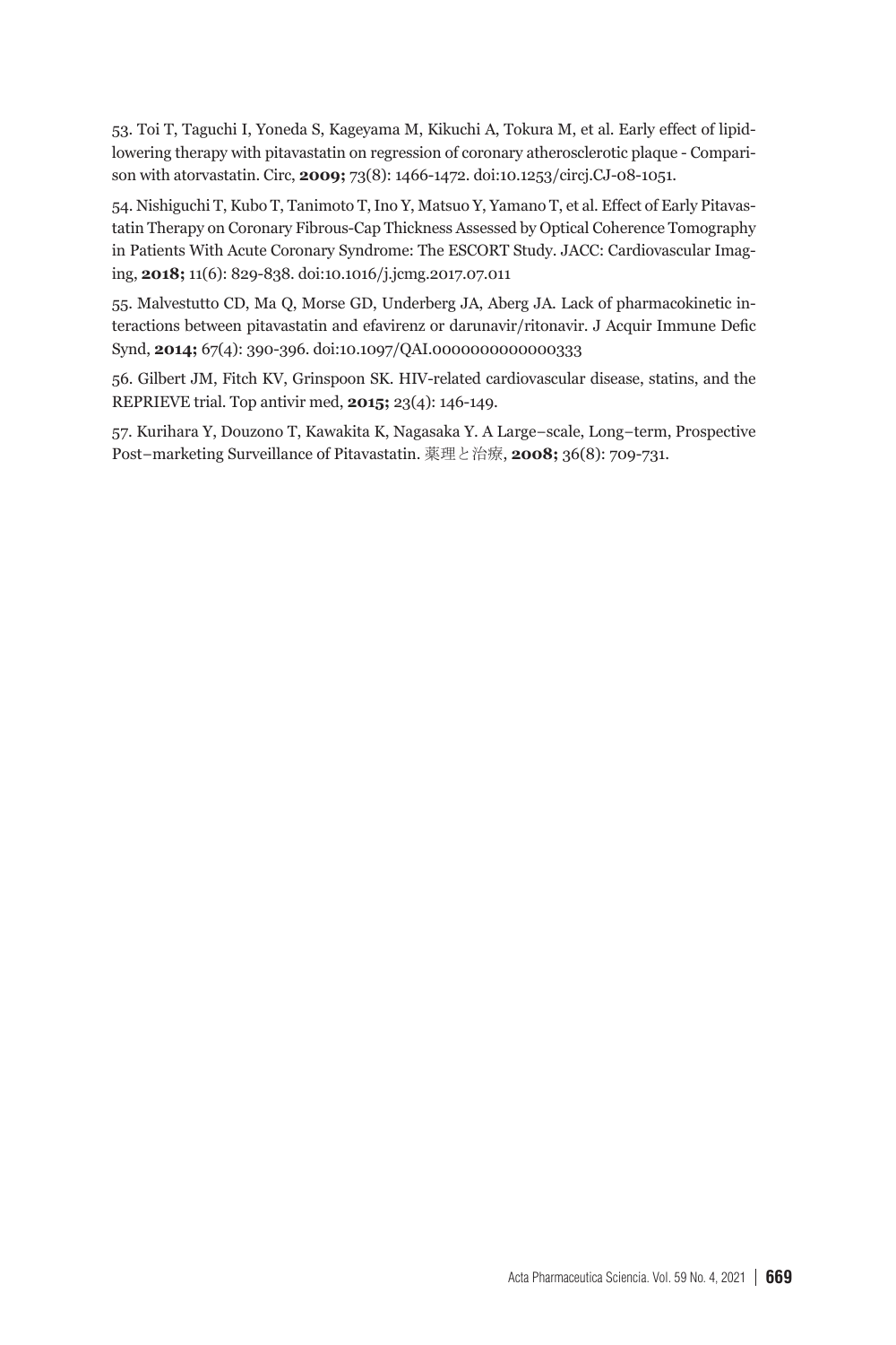53. Toi T, Taguchi I, Yoneda S, Kageyama M, Kikuchi A, Tokura M, et al. Early effect of lipid-lowering therapy with pitavastatin on regression of coronary atherosclerotic plaque - Comparison with atorvastatin. Circ, **2009;** 73(8): 1466-1472. doi:10.1253/circj.CJ-08-1051.

54. Nishiguchi T, Kubo T, Tanimoto T, Ino Y, Matsuo Y, Yamano T, et al. Effect of Early Pitavastatin Therapy on Coronary Fibrous-Cap Thickness Assessed by Optical Coherence Tomography in Patients With Acute Coronary Syndrome: The ESCORT Study. JACC: Cardiovascular Imaging, **2018;** 11(6): 829-838. doi:10.1016/j.jcmg.2017.07.011

55. Malvestutto CD, Ma Q, Morse GD, Underberg JA, Aberg JA. Lack of pharmacokinetic interactions between pitavastatin and efavirenz or darunavir/ritonavir. J Acquir Immune Defic Synd, **2014;** 67(4): 390-396. doi:10.1097/QAI.0000000000000333

56. Gilbert JM, Fitch KV, Grinspoon SK. HIV-related cardiovascular disease, statins, and the REPRIEVE trial. Top antivir med, **2015;** 23(4): 146-149.

57. Kurihara Y, Douzono T, Kawakita K, Nagasaka Y. A Large–scale, Long–term, Prospective Post–marketing Surveillance of Pitavastatin. 薬理と治療, **2008;** 36(8): 709-731.